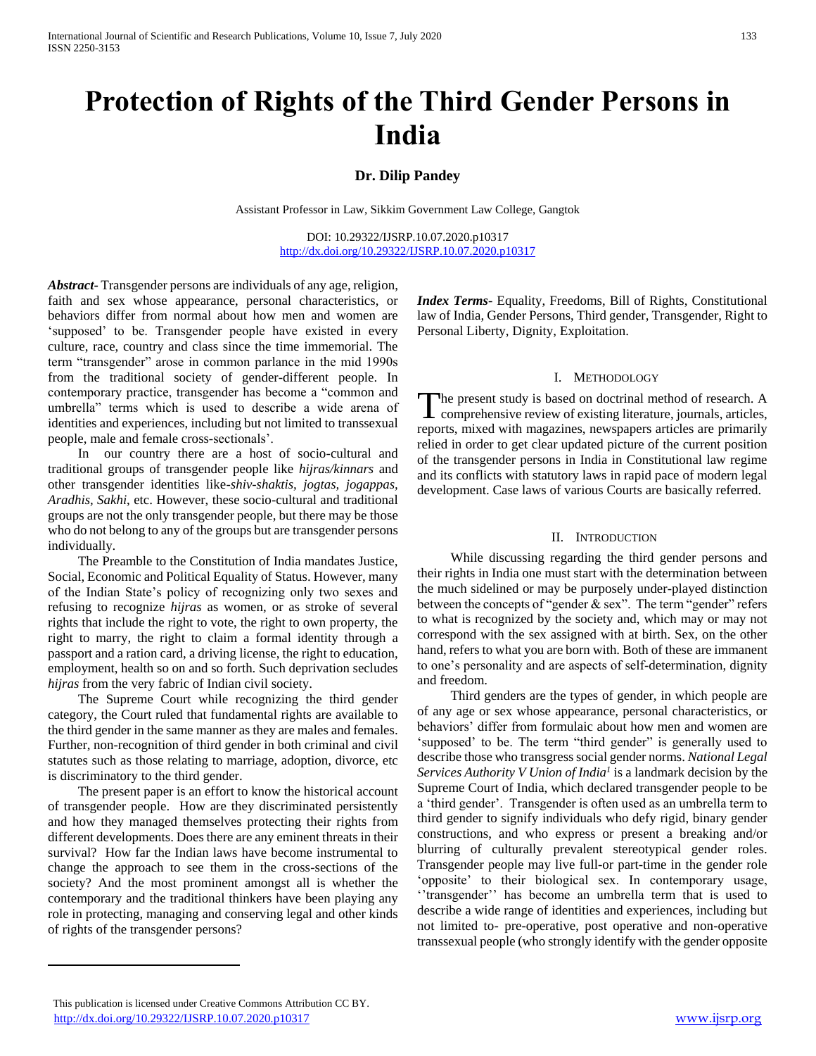# Protection of Rights of the Third Gender Persons in India

**Dr. Dilip Pandey**

Assistant Professor in Law, Sikkim Government Law College, Gangtok

DOI: 10.29322/IJSRP.10.07.2020.p10317
http://dx.doi.org/10.29322/IJSRP.10.07.2020.p10317

***Abstract***- Transgender persons are individuals of any age, religion, faith and sex whose appearance, personal characteristics, or behaviors differ from normal about how men and women are 'supposed' to be. Transgender people have existed in every culture, race, country and class since the time immemorial. The term "transgender" arose in common parlance in the mid 1990s from the traditional society of gender-different people. In contemporary practice, transgender has become a "common and umbrella" terms which is used to describe a wide arena of identities and experiences, including but not limited to transsexual people, male and female cross-sectionals'.

In our country there are a host of socio-cultural and traditional groups of transgender people like *hijras/kinnars* and other transgender identities like-*shiv-shaktis, jogtas, jogappas, Aradhis, Sakhi,* etc. However, these socio-cultural and traditional groups are not the only transgender people, but there may be those who do not belong to any of the groups but are transgender persons individually.

The Preamble to the Constitution of India mandates Justice, Social, Economic and Political Equality of Status. However, many of the Indian State's policy of recognizing only two sexes and refusing to recognize *hijras* as women, or as stroke of several rights that include the right to vote, the right to own property, the right to marry, the right to claim a formal identity through a passport and a ration card, a driving license, the right to education, employment, health so on and so forth. Such deprivation secludes *hijras* from the very fabric of Indian civil society.

The Supreme Court while recognizing the third gender category, the Court ruled that fundamental rights are available to the third gender in the same manner as they are males and females. Further, non-recognition of third gender in both criminal and civil statutes such as those relating to marriage, adoption, divorce, etc is discriminatory to the third gender.

The present paper is an effort to know the historical account of transgender people. How are they discriminated persistently and how they managed themselves protecting their rights from different developments. Does there are any eminent threats in their survival? How far the Indian laws have become instrumental to change the approach to see them in the cross-sections of the society? And the most prominent amongst all is whether the contemporary and the traditional thinkers have been playing any role in protecting, managing and conserving legal and other kinds of rights of the transgender persons?

***Index Terms***- Equality, Freedoms, Bill of Rights, Constitutional law of India, Gender Persons, Third gender, Transgender, Right to Personal Liberty, Dignity, Exploitation.

## I. Methodology

The present study is based on doctrinal method of research. A comprehensive review of existing literature, journals, articles, reports, mixed with magazines, newspapers articles are primarily relied in order to get clear updated picture of the current position of the transgender persons in India in Constitutional law regime and its conflicts with statutory laws in rapid pace of modern legal development. Case laws of various Courts are basically referred.

## II. Introduction

While discussing regarding the third gender persons and their rights in India one must start with the determination between the much sidelined or may be purposely under-played distinction between the concepts of "gender & sex". The term "gender" refers to what is recognized by the society and, which may or may not correspond with the sex assigned with at birth. Sex, on the other hand, refers to what you are born with. Both of these are immanent to one's personality and are aspects of self-determination, dignity and freedom.

Third genders are the types of gender, in which people are of any age or sex whose appearance, personal characteristics, or behaviors' differ from formulaic about how men and women are 'supposed' to be. The term "third gender" is generally used to describe those who transgress social gender norms. *National Legal Services Authority V Union of India*[1] is a landmark decision by the Supreme Court of India, which declared transgender people to be a 'third gender'. Transgender is often used as an umbrella term to third gender to signify individuals who defy rigid, binary gender constructions, and who express or present a breaking and/or blurring of culturally prevalent stereotypical gender roles. Transgender people may live full-or part-time in the gender role 'opposite' to their biological sex. In contemporary usage, ''transgender'' has become an umbrella term that is used to describe a wide range of identities and experiences, including but not limited to- pre-operative, post operative and non-operative transsexual people (who strongly identify with the gender opposite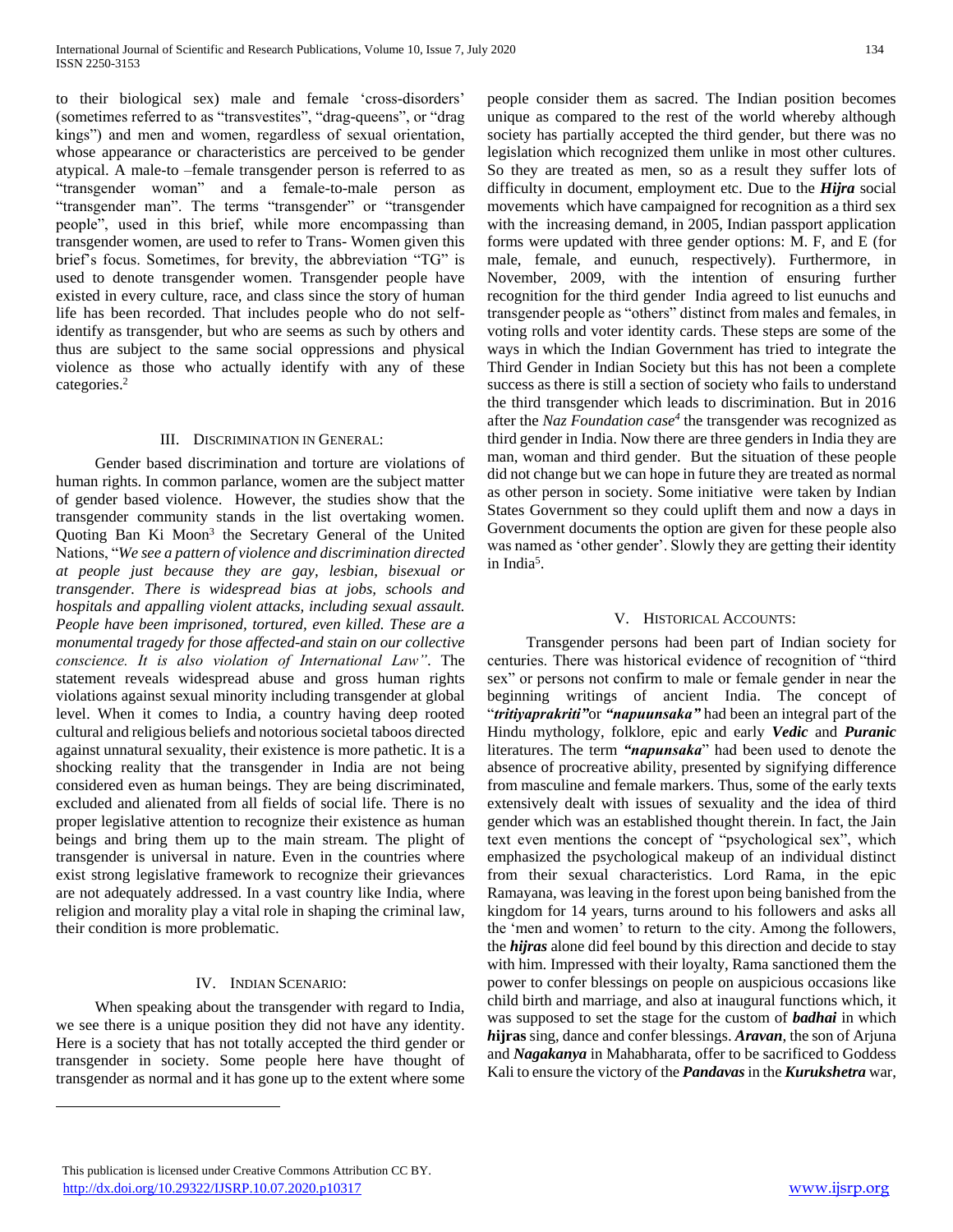to their biological sex) male and female 'cross-disorders' (sometimes referred to as "transvestites", "drag-queens", or "drag kings") and men and women, regardless of sexual orientation, whose appearance or characteristics are perceived to be gender atypical. A male-to –female transgender person is referred to as "transgender woman" and a female-to-male person as "transgender man". The terms "transgender" or "transgender people", used in this brief, while more encompassing than transgender women, are used to refer to Trans- Women given this brief's focus. Sometimes, for brevity, the abbreviation "TG" is used to denote transgender women. Transgender people have existed in every culture, race, and class since the story of human life has been recorded. That includes people who do not self-identify as transgender, but who are seems as such by others and thus are subject to the same social oppressions and physical violence as those who actually identify with any of these categories.[2]

## III. Discrimination in General:

Gender based discrimination and torture are violations of human rights. In common parlance, women are the subject matter of gender based violence. However, the studies show that the transgender community stands in the list overtaking women. Quoting Ban Ki Moon[3] the Secretary General of the United Nations, "*We see a pattern of violence and discrimination directed at people just because they are gay, lesbian, bisexual or transgender. There is widespread bias at jobs, schools and hospitals and appalling violent attacks, including sexual assault. People have been imprisoned, tortured, even killed. These are a monumental tragedy for those affected-and stain on our collective conscience. It is also violation of International Law"*. The statement reveals widespread abuse and gross human rights violations against sexual minority including transgender at global level. When it comes to India, a country having deep rooted cultural and religious beliefs and notorious societal taboos directed against unnatural sexuality, their existence is more pathetic. It is a shocking reality that the transgender in India are not being considered even as human beings. They are being discriminated, excluded and alienated from all fields of social life. There is no proper legislative attention to recognize their existence as human beings and bring them up to the main stream. The plight of transgender is universal in nature. Even in the countries where exist strong legislative framework to recognize their grievances are not adequately addressed. In a vast country like India, where religion and morality play a vital role in shaping the criminal law, their condition is more problematic.

## IV. Indian Scenario:

When speaking about the transgender with regard to India, we see there is a unique position they did not have any identity. Here is a society that has not totally accepted the third gender or transgender in society. Some people here have thought of transgender as normal and it has gone up to the extent where some people consider them as sacred. The Indian position becomes unique as compared to the rest of the world whereby although society has partially accepted the third gender, but there was no legislation which recognized them unlike in most other cultures. So they are treated as men, so as a result they suffer lots of difficulty in document, employment etc. Due to the ***Hijra*** social movements which have campaigned for recognition as a third sex with the increasing demand, in 2005, Indian passport application forms were updated with three gender options: M. F, and E (for male, female, and eunuch, respectively). Furthermore, in November, 2009, with the intention of ensuring further recognition for the third gender India agreed to list eunuchs and transgender people as "others" distinct from males and females, in voting rolls and voter identity cards. These steps are some of the ways in which the Indian Government has tried to integrate the Third Gender in Indian Society but this has not been a complete success as there is still a section of society who fails to understand the third transgender which leads to discrimination. But in 2016 after the *Naz Foundation case*[4] the transgender was recognized as third gender in India. Now there are three genders in India they are man, woman and third gender. But the situation of these people did not change but we can hope in future they are treated as normal as other person in society. Some initiative were taken by Indian States Government so they could uplift them and now a days in Government documents the option are given for these people also was named as 'other gender'. Slowly they are getting their identity in India[5].

## V. Historical Accounts:

Transgender persons had been part of Indian society for centuries. There was historical evidence of recognition of "third sex" or persons not confirm to male or female gender in near the beginning writings of ancient India. The concept of "***tritiyaprakriti"***or ***"napuunsaka"*** had been an integral part of the Hindu mythology, folklore, epic and early ***Vedic*** and ***Puranic*** literatures. The term ***"napunsaka***" had been used to denote the absence of procreative ability, presented by signifying difference from masculine and female markers. Thus, some of the early texts extensively dealt with issues of sexuality and the idea of third gender which was an established thought therein. In fact, the Jain text even mentions the concept of "psychological sex", which emphasized the psychological makeup of an individual distinct from their sexual characteristics. Lord Rama, in the epic Ramayana, was leaving in the forest upon being banished from the kingdom for 14 years, turns around to his followers and asks all the 'men and women' to return to the city. Among the followers, the ***hijras*** alone did feel bound by this direction and decide to stay with him. Impressed with their loyalty, Rama sanctioned them the power to confer blessings on people on auspicious occasions like child birth and marriage, and also at inaugural functions which, it was supposed to set the stage for the custom of ***badhai*** in which ***h*ijras** sing, dance and confer blessings. ***Aravan***, the son of Arjuna and ***Nagakanya*** in Mahabharata, offer to be sacrificed to Goddess Kali to ensure the victory of the ***Pandavas*** in the ***Kurukshetra*** war,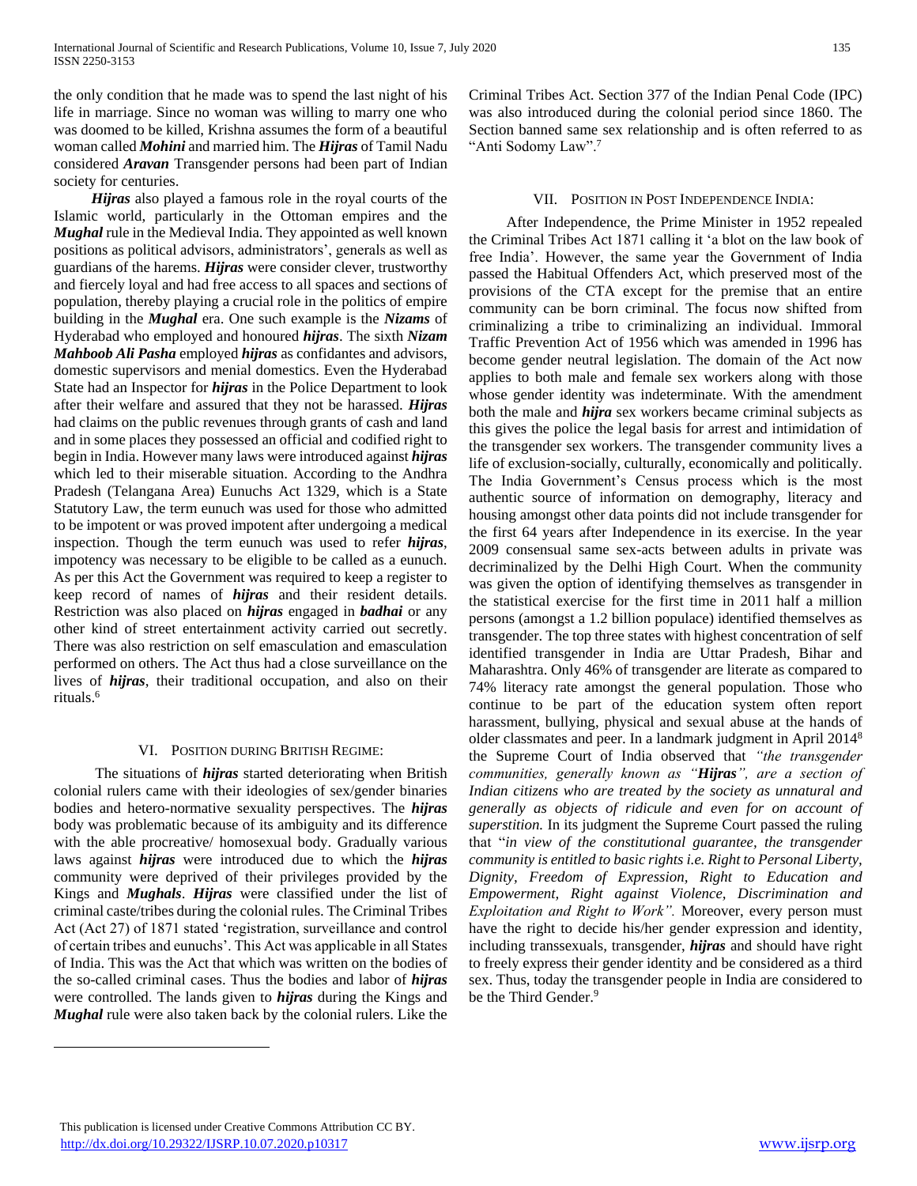the only condition that he made was to spend the last night of his life in marriage. Since no woman was willing to marry one who was doomed to be killed, Krishna assumes the form of a beautiful woman called ***Mohini*** and married him. The ***Hijras*** of Tamil Nadu considered ***Aravan*** Transgender persons had been part of Indian society for centuries.

***Hijras*** also played a famous role in the royal courts of the Islamic world, particularly in the Ottoman empires and the ***Mughal*** rule in the Medieval India. They appointed as well known positions as political advisors, administrators', generals as well as guardians of the harems. ***Hijras*** were consider clever, trustworthy and fiercely loyal and had free access to all spaces and sections of population, thereby playing a crucial role in the politics of empire building in the ***Mughal*** era. One such example is the ***Nizams*** of Hyderabad who employed and honoured ***hijras***. The sixth ***Nizam Mahboob Ali Pasha*** employed ***hijras*** as confidantes and advisors, domestic supervisors and menial domestics. Even the Hyderabad State had an Inspector for ***hijras*** in the Police Department to look after their welfare and assured that they not be harassed. ***Hijras*** had claims on the public revenues through grants of cash and land and in some places they possessed an official and codified right to begin in India. However many laws were introduced against ***hijras*** which led to their miserable situation. According to the Andhra Pradesh (Telangana Area) Eunuchs Act 1329, which is a State Statutory Law, the term eunuch was used for those who admitted to be impotent or was proved impotent after undergoing a medical inspection. Though the term eunuch was used to refer ***hijras***, impotency was necessary to be eligible to be called as a eunuch. As per this Act the Government was required to keep a register to keep record of names of ***hijras*** and their resident details. Restriction was also placed on ***hijras*** engaged in ***badhai*** or any other kind of street entertainment activity carried out secretly. There was also restriction on self emasculation and emasculation performed on others. The Act thus had a close surveillance on the lives of ***hijras***, their traditional occupation, and also on their rituals.[6]

## VI. Position during British Regime:

The situations of ***hijras*** started deteriorating when British colonial rulers came with their ideologies of sex/gender binaries bodies and hetero-normative sexuality perspectives. The ***hijras*** body was problematic because of its ambiguity and its difference with the able procreative/ homosexual body. Gradually various laws against ***hijras*** were introduced due to which the ***hijras*** community were deprived of their privileges provided by the Kings and ***Mughals***. ***Hijras*** were classified under the list of criminal caste/tribes during the colonial rules. The Criminal Tribes Act (Act 27) of 1871 stated 'registration, surveillance and control of certain tribes and eunuchs'. This Act was applicable in all States of India. This was the Act that which was written on the bodies of the so-called criminal cases. Thus the bodies and labor of ***hijras*** were controlled. The lands given to ***hijras*** during the Kings and ***Mughal*** rule were also taken back by the colonial rulers. Like the Criminal Tribes Act. Section 377 of the Indian Penal Code (IPC) was also introduced during the colonial period since 1860. The Section banned same sex relationship and is often referred to as "Anti Sodomy Law".[7]

## VII. Position in Post Independence India:

After Independence, the Prime Minister in 1952 repealed the Criminal Tribes Act 1871 calling it 'a blot on the law book of free India'. However, the same year the Government of India passed the Habitual Offenders Act, which preserved most of the provisions of the CTA except for the premise that an entire community can be born criminal. The focus now shifted from criminalizing a tribe to criminalizing an individual. Immoral Traffic Prevention Act of 1956 which was amended in 1996 has become gender neutral legislation. The domain of the Act now applies to both male and female sex workers along with those whose gender identity was indeterminate. With the amendment both the male and ***hijra*** sex workers became criminal subjects as this gives the police the legal basis for arrest and intimidation of the transgender sex workers. The transgender community lives a life of exclusion-socially, culturally, economically and politically. The India Government's Census process which is the most authentic source of information on demography, literacy and housing amongst other data points did not include transgender for the first 64 years after Independence in its exercise. In the year 2009 consensual same sex-acts between adults in private was decriminalized by the Delhi High Court. When the community was given the option of identifying themselves as transgender in the statistical exercise for the first time in 2011 half a million persons (amongst a 1.2 billion populace) identified themselves as transgender. The top three states with highest concentration of self identified transgender in India are Uttar Pradesh, Bihar and Maharashtra. Only 46% of transgender are literate as compared to 74% literacy rate amongst the general population. Those who continue to be part of the education system often report harassment, bullying, physical and sexual abuse at the hands of older classmates and peer. In a landmark judgment in April 2014[8] the Supreme Court of India observed that *"the transgender communities, generally known as "**Hijras**", are a section of Indian citizens who are treated by the society as unnatural and generally as objects of ridicule and even for on account of superstition.* In its judgment the Supreme Court passed the ruling that "*in view of the constitutional guarantee, the transgender community is entitled to basic rights i.e. Right to Personal Liberty, Dignity, Freedom of Expression, Right to Education and Empowerment, Right against Violence, Discrimination and Exploitation and Right to Work".* Moreover, every person must have the right to decide his/her gender expression and identity, including transsexuals, transgender, ***hijras*** and should have right to freely express their gender identity and be considered as a third sex. Thus, today the transgender people in India are considered to be the Third Gender.[9]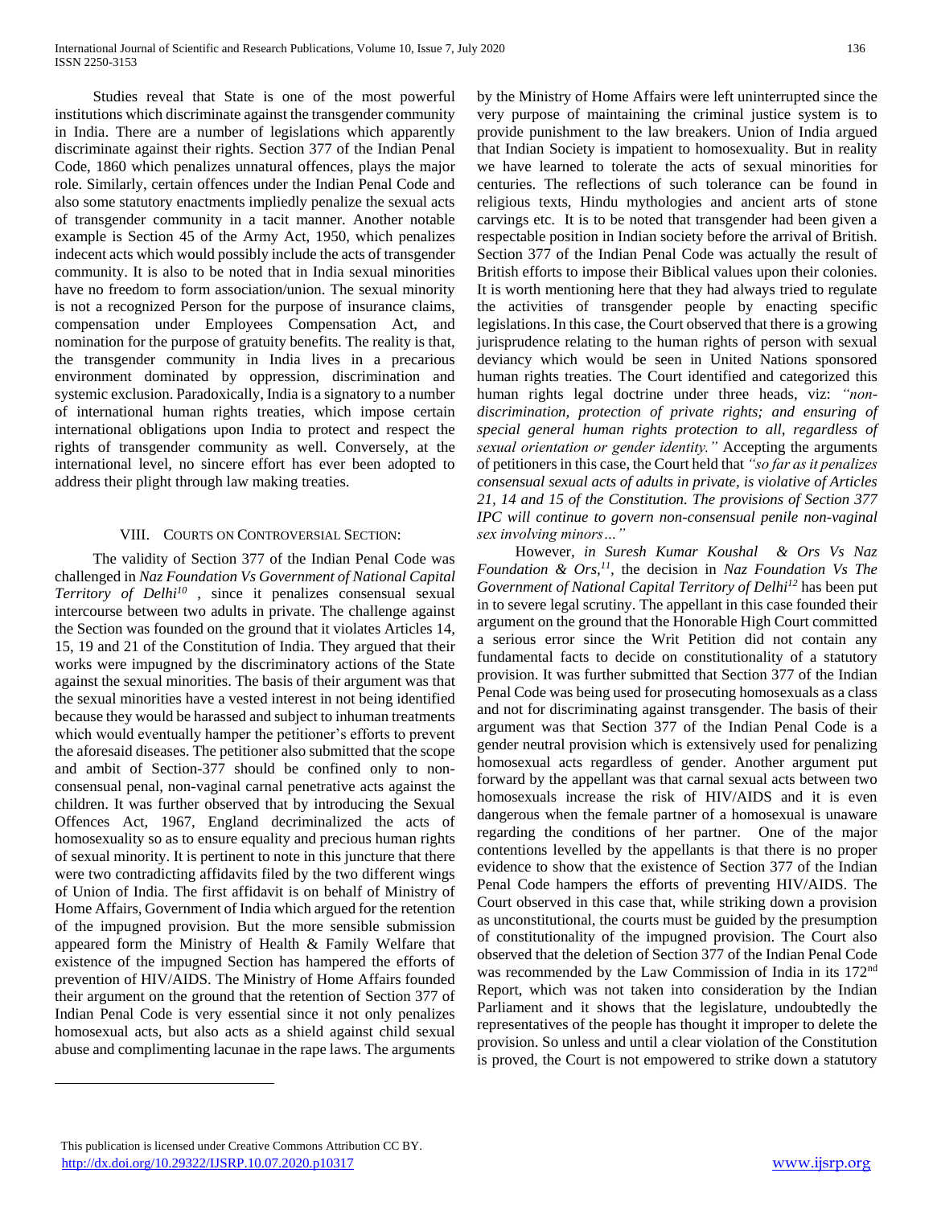Studies reveal that State is one of the most powerful institutions which discriminate against the transgender community in India. There are a number of legislations which apparently discriminate against their rights. Section 377 of the Indian Penal Code, 1860 which penalizes unnatural offences, plays the major role. Similarly, certain offences under the Indian Penal Code and also some statutory enactments impliedly penalize the sexual acts of transgender community in a tacit manner. Another notable example is Section 45 of the Army Act, 1950, which penalizes indecent acts which would possibly include the acts of transgender community. It is also to be noted that in India sexual minorities have no freedom to form association/union. The sexual minority is not a recognized Person for the purpose of insurance claims, compensation under Employees Compensation Act, and nomination for the purpose of gratuity benefits. The reality is that, the transgender community in India lives in a precarious environment dominated by oppression, discrimination and systemic exclusion. Paradoxically, India is a signatory to a number of international human rights treaties, which impose certain international obligations upon India to protect and respect the rights of transgender community as well. Conversely, at the international level, no sincere effort has ever been adopted to address their plight through law making treaties.

## VIII. Courts on Controversial Section:

The validity of Section 377 of the Indian Penal Code was challenged in *Naz Foundation Vs Government of National Capital Territory of Delhi*[10] , since it penalizes consensual sexual intercourse between two adults in private. The challenge against the Section was founded on the ground that it violates Articles 14, 15, 19 and 21 of the Constitution of India. They argued that their works were impugned by the discriminatory actions of the State against the sexual minorities. The basis of their argument was that the sexual minorities have a vested interest in not being identified because they would be harassed and subject to inhuman treatments which would eventually hamper the petitioner's efforts to prevent the aforesaid diseases. The petitioner also submitted that the scope and ambit of Section-377 should be confined only to non-consensual penal, non-vaginal carnal penetrative acts against the children. It was further observed that by introducing the Sexual Offences Act, 1967, England decriminalized the acts of homosexuality so as to ensure equality and precious human rights of sexual minority. It is pertinent to note in this juncture that there were two contradicting affidavits filed by the two different wings of Union of India. The first affidavit is on behalf of Ministry of Home Affairs, Government of India which argued for the retention of the impugned provision. But the more sensible submission appeared form the Ministry of Health & Family Welfare that existence of the impugned Section has hampered the efforts of prevention of HIV/AIDS. The Ministry of Home Affairs founded their argument on the ground that the retention of Section 377 of Indian Penal Code is very essential since it not only penalizes homosexual acts, but also acts as a shield against child sexual abuse and complimenting lacunae in the rape laws. The arguments by the Ministry of Home Affairs were left uninterrupted since the very purpose of maintaining the criminal justice system is to provide punishment to the law breakers. Union of India argued that Indian Society is impatient to homosexuality. But in reality we have learned to tolerate the acts of sexual minorities for centuries. The reflections of such tolerance can be found in religious texts, Hindu mythologies and ancient arts of stone carvings etc. It is to be noted that transgender had been given a respectable position in Indian society before the arrival of British. Section 377 of the Indian Penal Code was actually the result of British efforts to impose their Biblical values upon their colonies. It is worth mentioning here that they had always tried to regulate the activities of transgender people by enacting specific legislations. In this case, the Court observed that there is a growing jurisprudence relating to the human rights of person with sexual deviancy which would be seen in United Nations sponsored human rights treaties. The Court identified and categorized this human rights legal doctrine under three heads, viz: *"non-discrimination, protection of private rights; and ensuring of special general human rights protection to all, regardless of sexual orientation or gender identity."* Accepting the arguments of petitioners in this case, the Court held that *"so far as it penalizes consensual sexual acts of adults in private, is violative of Articles 21, 14 and 15 of the Constitution. The provisions of Section 377 IPC will continue to govern non-consensual penile non-vaginal sex involving minors…"*

However, *in Suresh Kumar Koushal & Ors Vs Naz Foundation & Ors,*[11], the decision in *Naz Foundation Vs The Government of National Capital Territory of Delhi*[12] has been put in to severe legal scrutiny. The appellant in this case founded their argument on the ground that the Honorable High Court committed a serious error since the Writ Petition did not contain any fundamental facts to decide on constitutionality of a statutory provision. It was further submitted that Section 377 of the Indian Penal Code was being used for prosecuting homosexuals as a class and not for discriminating against transgender. The basis of their argument was that Section 377 of the Indian Penal Code is a gender neutral provision which is extensively used for penalizing homosexual acts regardless of gender. Another argument put forward by the appellant was that carnal sexual acts between two homosexuals increase the risk of HIV/AIDS and it is even dangerous when the female partner of a homosexual is unaware regarding the conditions of her partner. One of the major contentions levelled by the appellants is that there is no proper evidence to show that the existence of Section 377 of the Indian Penal Code hampers the efforts of preventing HIV/AIDS. The Court observed in this case that, while striking down a provision as unconstitutional, the courts must be guided by the presumption of constitutionality of the impugned provision. The Court also observed that the deletion of Section 377 of the Indian Penal Code was recommended by the Law Commission of India in its 172nd Report, which was not taken into consideration by the Indian Parliament and it shows that the legislature, undoubtedly the representatives of the people has thought it improper to delete the provision. So unless and until a clear violation of the Constitution is proved, the Court is not empowered to strike down a statutory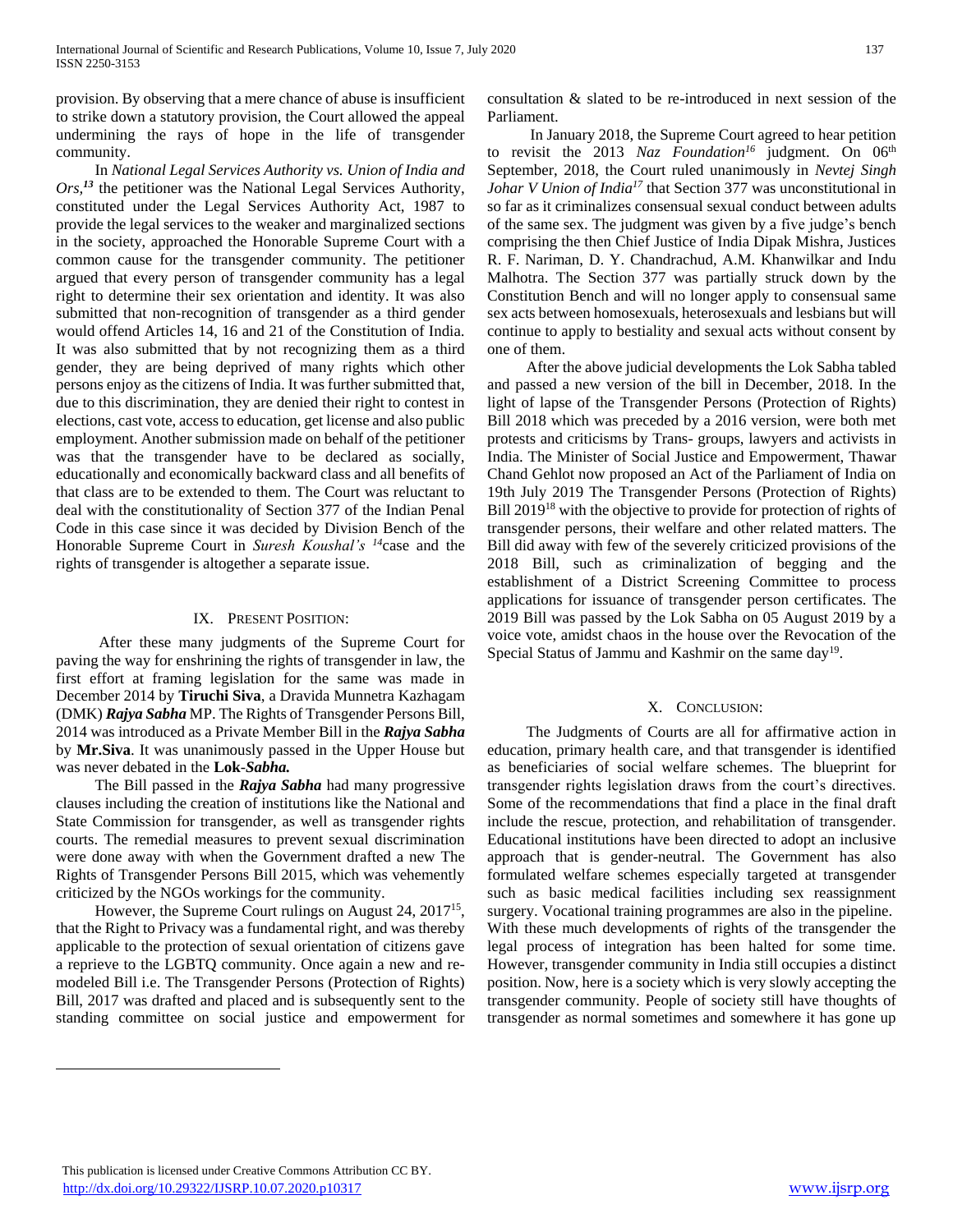provision. By observing that a mere chance of abuse is insufficient to strike down a statutory provision, the Court allowed the appeal undermining the rays of hope in the life of transgender community.

In *National Legal Services Authority vs. Union of India and Ors,*[13] the petitioner was the National Legal Services Authority, constituted under the Legal Services Authority Act, 1987 to provide the legal services to the weaker and marginalized sections in the society, approached the Honorable Supreme Court with a common cause for the transgender community. The petitioner argued that every person of transgender community has a legal right to determine their sex orientation and identity. It was also submitted that non-recognition of transgender as a third gender would offend Articles 14, 16 and 21 of the Constitution of India. It was also submitted that by not recognizing them as a third gender, they are being deprived of many rights which other persons enjoy as the citizens of India. It was further submitted that, due to this discrimination, they are denied their right to contest in elections, cast vote, access to education, get license and also public employment. Another submission made on behalf of the petitioner was that the transgender have to be declared as socially, educationally and economically backward class and all benefits of that class are to be extended to them. The Court was reluctant to deal with the constitutionality of Section 377 of the Indian Penal Code in this case since it was decided by Division Bench of the Honorable Supreme Court in *Suresh Koushal's* [14]case and the rights of transgender is altogether a separate issue.

## IX. Present Position:

After these many judgments of the Supreme Court for paving the way for enshrining the rights of transgender in law, the first effort at framing legislation for the same was made in December 2014 by **Tiruchi Siva**, a Dravida Munnetra Kazhagam (DMK) ***Rajya Sabha*** MP. The Rights of Transgender Persons Bill, 2014 was introduced as a Private Member Bill in the ***Rajya Sabha*** by **Mr.Siva**. It was unanimously passed in the Upper House but was never debated in the **Lok-*Sabha.***

The Bill passed in the ***Rajya Sabha*** had many progressive clauses including the creation of institutions like the National and State Commission for transgender, as well as transgender rights courts. The remedial measures to prevent sexual discrimination were done away with when the Government drafted a new The Rights of Transgender Persons Bill 2015, which was vehemently criticized by the NGOs workings for the community.

However, the Supreme Court rulings on August 24, 2017[15], that the Right to Privacy was a fundamental right, and was thereby applicable to the protection of sexual orientation of citizens gave a reprieve to the LGBTQ community. Once again a new and re-modeled Bill i.e. The Transgender Persons (Protection of Rights) Bill, 2017 was drafted and placed and is subsequently sent to the standing committee on social justice and empowerment for consultation & slated to be re-introduced in next session of the Parliament.

In January 2018, the Supreme Court agreed to hear petition to revisit the 2013 *Naz Foundation*[16] judgment. On 06th September, 2018, the Court ruled unanimously in *Nevtej Singh Johar V Union of India*[17] that Section 377 was unconstitutional in so far as it criminalizes consensual sexual conduct between adults of the same sex. The judgment was given by a five judge's bench comprising the then Chief Justice of India Dipak Mishra, Justices R. F. Nariman, D. Y. Chandrachud, A.M. Khanwilkar and Indu Malhotra. The Section 377 was partially struck down by the Constitution Bench and will no longer apply to consensual same sex acts between homosexuals, heterosexuals and lesbians but will continue to apply to bestiality and sexual acts without consent by one of them.

After the above judicial developments the Lok Sabha tabled and passed a new version of the bill in December, 2018. In the light of lapse of the Transgender Persons (Protection of Rights) Bill 2018 which was preceded by a 2016 version, were both met protests and criticisms by Trans- groups, lawyers and activists in India. The Minister of Social Justice and Empowerment, Thawar Chand Gehlot now proposed an Act of the Parliament of India on 19th July 2019 The Transgender Persons (Protection of Rights) Bill 2019[18] with the objective to provide for protection of rights of transgender persons, their welfare and other related matters. The Bill did away with few of the severely criticized provisions of the 2018 Bill, such as criminalization of begging and the establishment of a District Screening Committee to process applications for issuance of transgender person certificates. The 2019 Bill was passed by the Lok Sabha on 05 August 2019 by a voice vote, amidst chaos in the house over the Revocation of the Special Status of Jammu and Kashmir on the same day[19].

## X. Conclusion:

The Judgments of Courts are all for affirmative action in education, primary health care, and that transgender is identified as beneficiaries of social welfare schemes. The blueprint for transgender rights legislation draws from the court's directives. Some of the recommendations that find a place in the final draft include the rescue, protection, and rehabilitation of transgender. Educational institutions have been directed to adopt an inclusive approach that is gender-neutral. The Government has also formulated welfare schemes especially targeted at transgender such as basic medical facilities including sex reassignment surgery. Vocational training programmes are also in the pipeline. With these much developments of rights of the transgender the legal process of integration has been halted for some time. However, transgender community in India still occupies a distinct position. Now, here is a society which is very slowly accepting the transgender community. People of society still have thoughts of transgender as normal sometimes and somewhere it has gone up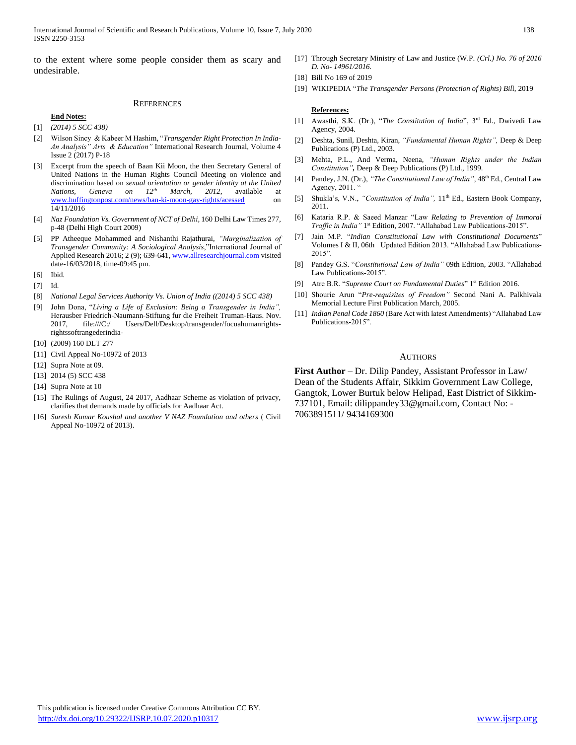to the extent where some people consider them as scary and undesirable.

## REFERENCES

**End Notes:**

[1] *(2014) 5 SCC 438)*

[2] Wilson Sincy & Kabeer M Hashim, "*Transgender Right Protection In India-An Analysis" Arts & Education"* International Research Journal, Volume 4 Issue 2 (2017) P-18

[3] Excerpt from the speech of Baan Kii Moon, the then Secretary General of United Nations in the Human Rights Council Meeting on violence and discrimination based on *sexual orientation or gender identity at the United Nations, Geneva on 12th March, 2012,* available at www.huffingtonpost.com/news/ban-ki-moon-gay-rights/acessed on 14/11/2016

[4] *Naz Foundation Vs. Government of NCT of Delhi*, 160 Delhi Law Times 277, p-48 (Delhi High Court 2009)

[5] PP Atheeque Mohammed and Nishanthi Rajathurai, *"Marginalization of Transgender Community: A Sociological Analysis*,"International Journal of Applied Research 2016; 2 (9); 639-641, www.allresearchjournal.com visited date-16/03/2018, time-09:45 pm.

[6] Ibid.

[7] Id.

[8] *National Legal Services Authority Vs. Union of India ((2014) 5 SCC 438)*

[9] John Dona, "*Living a Life of Exclusion: Being a Transgender in India",* Herausber Friedrich-Naumann-Stiftung fur die Freiheit Truman-Haus. Nov. 2017, file:///C:/ Users/Dell/Desktop/transgender/focuahumanrights-rightssoftrangederindia-

[10] (2009) 160 DLT 277

[11] Civil Appeal No-10972 of 2013

[12] Supra Note at 09.

[13] 2014 (5) SCC 438

[14] Supra Note at 10

[15] The Rulings of August, 24 2017, Aadhaar Scheme as violation of privacy, clarifies that demands made by officials for Aadhaar Act.

[16] *Suresh Kumar Koushal and another V NAZ Foundation and others* ( Civil Appeal No-10972 of 2013).

[17] Through Secretary Ministry of Law and Justice (W.P. *(Crl.) No. 76 of 2016 D. No- 14961/2016.*

[18] Bill No 169 of 2019

[19] WIKIPEDIA "*The Transgender Persons (Protection of Rights) Bil*l, 2019

**References:**

[1] Awasthi, S.K. (Dr.), "*The Constitution of India*", 3rd Ed., Dwivedi Law Agency, 2004.

[2] Deshta, Sunil, Deshta, Kiran, *"Fundamental Human Rights",* Deep & Deep Publications (P) Ltd., 2003.

[3] Mehta, P.L., And Verma, Neena, *"Human Rights under the Indian Constitution"***,** Deep & Deep Publications (P) Ltd., 1999.

[4] Pandey, J.N. (Dr.), *"The Constitutional Law of India"*, 48th Ed., Central Law Agency, 2011. "

[5] Shukla's, V.N., *"Constitution of India",* 11th Ed., Eastern Book Company, 2011.

[6] Kataria R.P. & Saeed Manzar "Law *Relating to Prevention of Immoral Traffic in India"* 1st Edition, 2007. "Allahabad Law Publications-2015".

[7] Jain M.P. "*Indian Constitutional Law with Constitutional Documents*" Volumes I & II, 06th Updated Edition 2013. "Allahabad Law Publications-2015".

[8] Pandey G.S. "*Constitutional Law of India"* 09th Edition, 2003. "Allahabad Law Publications-2015".

[9] Atre B.R. "*Supreme Court on Fundamental Duties*" 1st Edition 2016.

[10] Shourie Arun "*Pre-requisites of Freedom"* Second Nani A. Palkhivala Memorial Lecture First Publication March, 2005.

[11] *Indian Penal Code 1860* (Bare Act with latest Amendments) "Allahabad Law Publications-2015".

## AUTHORS

**First Author** – Dr. Dilip Pandey, Assistant Professor in Law/ Dean of the Students Affair, Sikkim Government Law College, Gangtok, Lower Burtuk below Helipad, East District of Sikkim-737101, Email: dilippandey33@gmail.com, Contact No: - 7063891511/ 9434169300